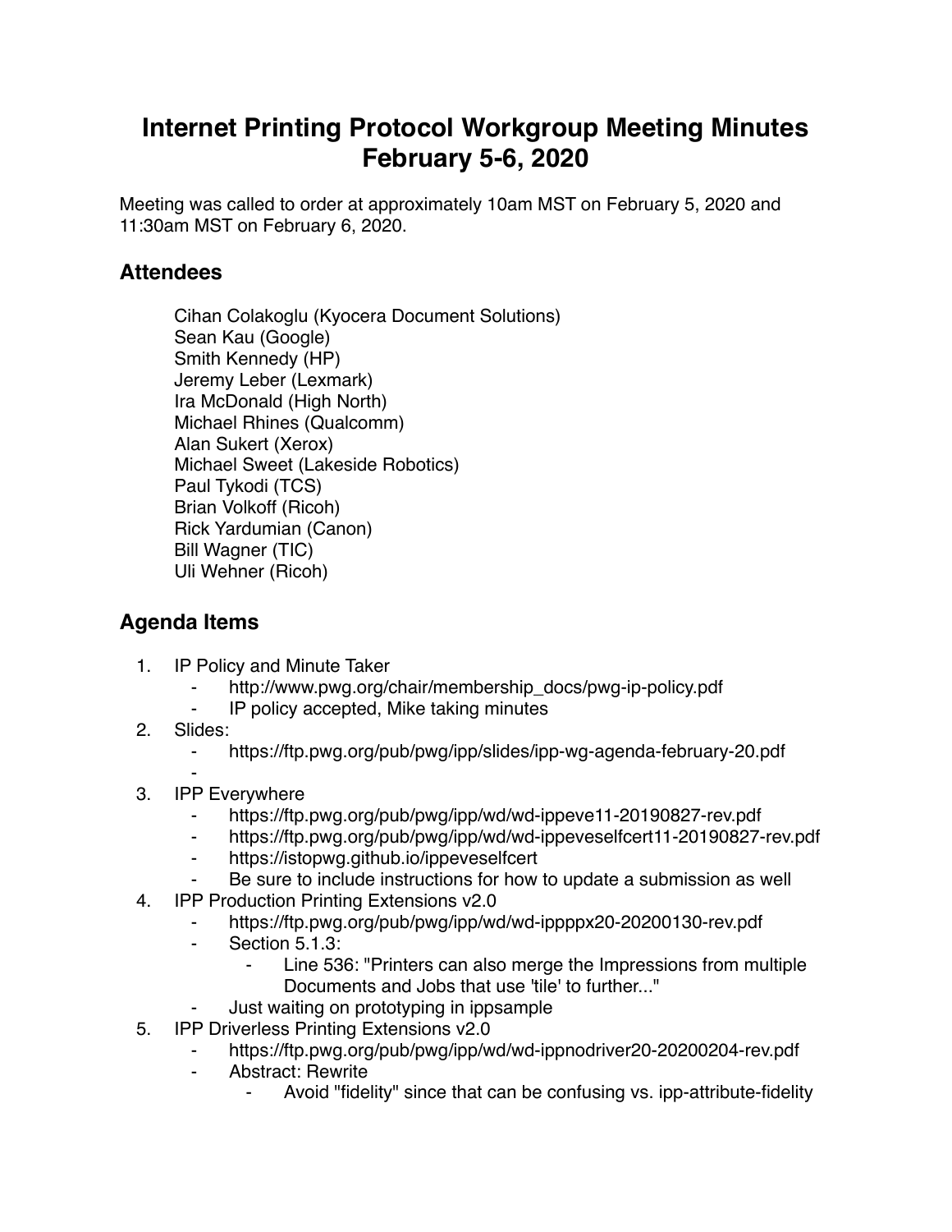# Internet Printing Protocol Workgroup Meeting Minutes February 5-6, 2020

Meeting was called to order at approximately 10am MST on February 5, 2020 and 11:30am MST on February 6, 2020.

## Attendees

Cihan Colakoglu (Kyocera Document Solutions)
Sean Kau (Google)
Smith Kennedy (HP)
Jeremy Leber (Lexmark)
Ira McDonald (High North)
Michael Rhines (Qualcomm)
Alan Sukert (Xerox)
Michael Sweet (Lakeside Robotics)
Paul Tykodi (TCS)
Brian Volkoff (Ricoh)
Rick Yardumian (Canon)
Bill Wagner (TIC)
Uli Wehner (Ricoh)

## Agenda Items

1. IP Policy and Minute Taker
    - http://www.pwg.org/chair/membership_docs/pwg-ip-policy.pdf
    - IP policy accepted, Mike taking minutes
2. Slides:
    - https://ftp.pwg.org/pub/pwg/ipp/slides/ipp-wg-agenda-february-20.pdf
    -
3. IPP Everywhere
    - https://ftp.pwg.org/pub/pwg/ipp/wd/wd-ippeve11-20190827-rev.pdf
    - https://ftp.pwg.org/pub/pwg/ipp/wd/wd-ippeveselfcert11-20190827-rev.pdf
    - https://istopwg.github.io/ippeveselfcert
    - Be sure to include instructions for how to update a submission as well
4. IPP Production Printing Extensions v2.0
    - https://ftp.pwg.org/pub/pwg/ipp/wd/wd-ippppx20-20200130-rev.pdf
    - Section 5.1.3:
        - Line 536: "Printers can also merge the Impressions from multiple Documents and Jobs that use 'tile' to further..."
    - Just waiting on prototyping in ippsample
5. IPP Driverless Printing Extensions v2.0
    - https://ftp.pwg.org/pub/pwg/ipp/wd/wd-ippnodriver20-20200204-rev.pdf
    - Abstract: Rewrite
        - Avoid "fidelity" since that can be confusing vs. ipp-attribute-fidelity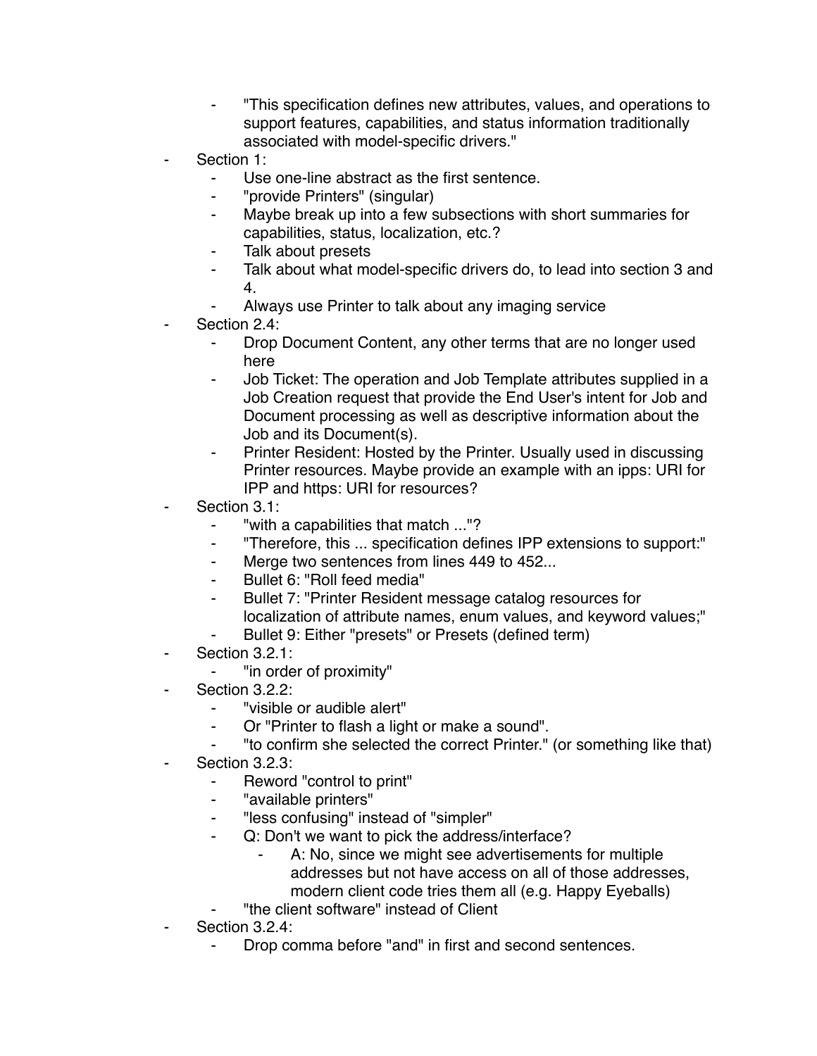- "This specification defines new attributes, values, and operations to support features, capabilities, and status information traditionally associated with model-specific drivers."
- Section 1:
    - Use one-line abstract as the first sentence.
    - "provide Printers" (singular)
    - Maybe break up into a few subsections with short summaries for capabilities, status, localization, etc.?
    - Talk about presets
    - Talk about what model-specific drivers do, to lead into section 3 and 4.
    - Always use Printer to talk about any imaging service
- Section 2.4:
    - Drop Document Content, any other terms that are no longer used here
    - Job Ticket: The operation and Job Template attributes supplied in a Job Creation request that provide the End User's intent for Job and Document processing as well as descriptive information about the Job and its Document(s).
    - Printer Resident: Hosted by the Printer. Usually used in discussing Printer resources. Maybe provide an example with an ipps: URI for IPP and https: URI for resources?
- Section 3.1:
    - "with a capabilities that match ..."?
    - "Therefore, this ... specification defines IPP extensions to support:"
    - Merge two sentences from lines 449 to 452...
    - Bullet 6: "Roll feed media"
    - Bullet 7: "Printer Resident message catalog resources for localization of attribute names, enum values, and keyword values;"
    - Bullet 9: Either "presets" or Presets (defined term)
- Section 3.2.1:
    - "in order of proximity"
- Section 3.2.2:
    - "visible or audible alert"
    - Or "Printer to flash a light or make a sound".
    - "to confirm she selected the correct Printer." (or something like that)
- Section 3.2.3:
    - Reword "control to print"
    - "available printers"
    - "less confusing" instead of "simpler"
    - Q: Don't we want to pick the address/interface?
        - A: No, since we might see advertisements for multiple addresses but not have access on all of those addresses, modern client code tries them all (e.g. Happy Eyeballs)
    - "the client software" instead of Client
- Section 3.2.4:
    - Drop comma before "and" in first and second sentences.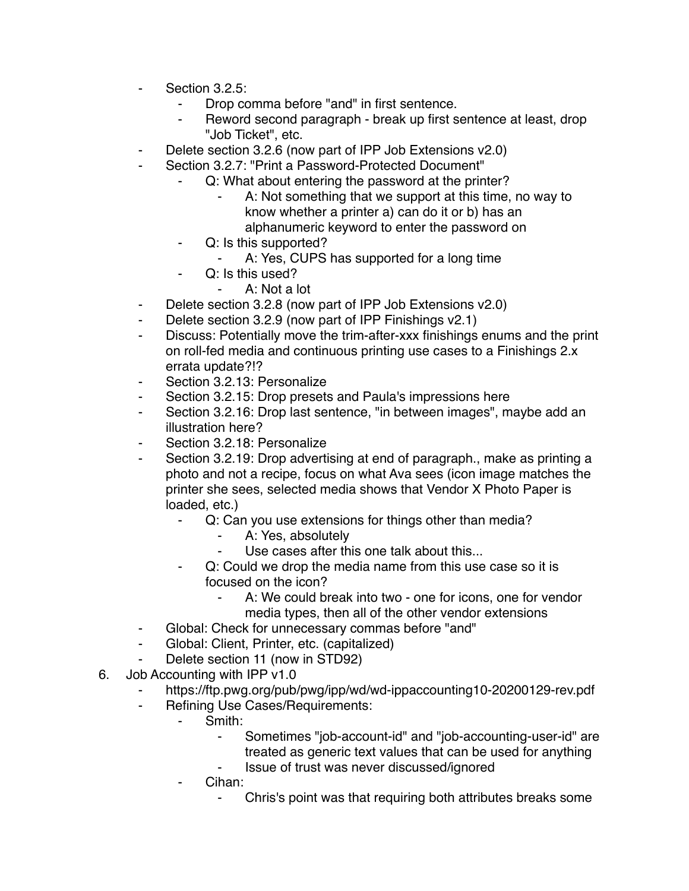- Section 3.2.5:
    - Drop comma before "and" in first sentence.
    - Reword second paragraph - break up first sentence at least, drop "Job Ticket", etc.
- Delete section 3.2.6 (now part of IPP Job Extensions v2.0)
- Section 3.2.7: "Print a Password-Protected Document"
    - Q: What about entering the password at the printer?
        - A: Not something that we support at this time, no way to know whether a printer a) can do it or b) has an alphanumeric keyword to enter the password on
    - Q: Is this supported?
        - A: Yes, CUPS has supported for a long time
    - Q: Is this used?
        - A: Not a lot
- Delete section 3.2.8 (now part of IPP Job Extensions v2.0)
- Delete section 3.2.9 (now part of IPP Finishings v2.1)
- Discuss: Potentially move the trim-after-xxx finishings enums and the print on roll-fed media and continuous printing use cases to a Finishings 2.x errata update?!?
- Section 3.2.13: Personalize
- Section 3.2.15: Drop presets and Paula's impressions here
- Section 3.2.16: Drop last sentence, "in between images", maybe add an illustration here?
- Section 3.2.18: Personalize
- Section 3.2.19: Drop advertising at end of paragraph., make as printing a photo and not a recipe, focus on what Ava sees (icon image matches the printer she sees, selected media shows that Vendor X Photo Paper is loaded, etc.)
    - Q: Can you use extensions for things other than media?
        - A: Yes, absolutely
        - Use cases after this one talk about this...
    - Q: Could we drop the media name from this use case so it is focused on the icon?
        - A: We could break into two - one for icons, one for vendor media types, then all of the other vendor extensions
- Global: Check for unnecessary commas before "and"
- Global: Client, Printer, etc. (capitalized)
- Delete section 11 (now in STD92)

6. Job Accounting with IPP v1.0
    - https://ftp.pwg.org/pub/pwg/ipp/wd/wd-ippaccounting10-20200129-rev.pdf
    - Refining Use Cases/Requirements:
        - Smith:
            - Sometimes "job-account-id" and "job-accounting-user-id" are treated as generic text values that can be used for anything
            - Issue of trust was never discussed/ignored
        - Cihan:
            - Chris's point was that requiring both attributes breaks some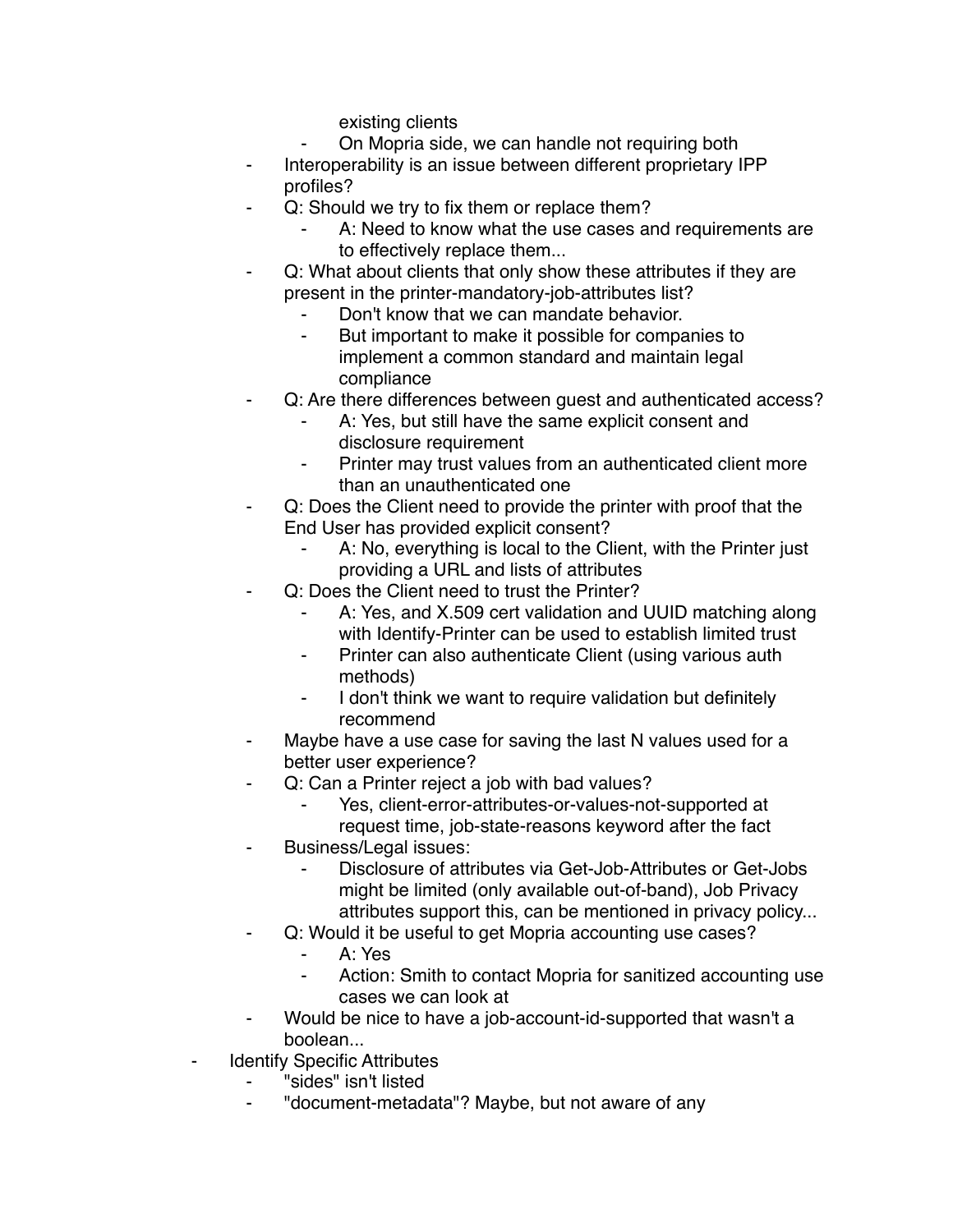- existing clients
    - On Mopria side, we can handle not requiring both
  - Interoperability is an issue between different proprietary IPP profiles?
  - Q: Should we try to fix them or replace them?
    - A: Need to know what the use cases and requirements are to effectively replace them...
  - Q: What about clients that only show these attributes if they are present in the printer-mandatory-job-attributes list?
    - Don't know that we can mandate behavior.
    - But important to make it possible for companies to implement a common standard and maintain legal compliance
  - Q: Are there differences between guest and authenticated access?
    - A: Yes, but still have the same explicit consent and disclosure requirement
    - Printer may trust values from an authenticated client more than an unauthenticated one
  - Q: Does the Client need to provide the printer with proof that the End User has provided explicit consent?
    - A: No, everything is local to the Client, with the Printer just providing a URL and lists of attributes
  - Q: Does the Client need to trust the Printer?
    - A: Yes, and X.509 cert validation and UUID matching along with Identify-Printer can be used to establish limited trust
    - Printer can also authenticate Client (using various auth methods)
    - I don't think we want to require validation but definitely recommend
  - Maybe have a use case for saving the last N values used for a better user experience?
  - Q: Can a Printer reject a job with bad values?
    - Yes, client-error-attributes-or-values-not-supported at request time, job-state-reasons keyword after the fact
  - Business/Legal issues:
    - Disclosure of attributes via Get-Job-Attributes or Get-Jobs might be limited (only available out-of-band), Job Privacy attributes support this, can be mentioned in privacy policy...
  - Q: Would it be useful to get Mopria accounting use cases?
    - A: Yes
    - Action: Smith to contact Mopria for sanitized accounting use cases we can look at
  - Would be nice to have a job-account-id-supported that wasn't a boolean...
- Identify Specific Attributes
  - "sides" isn't listed
  - "document-metadata"? Maybe, but not aware of any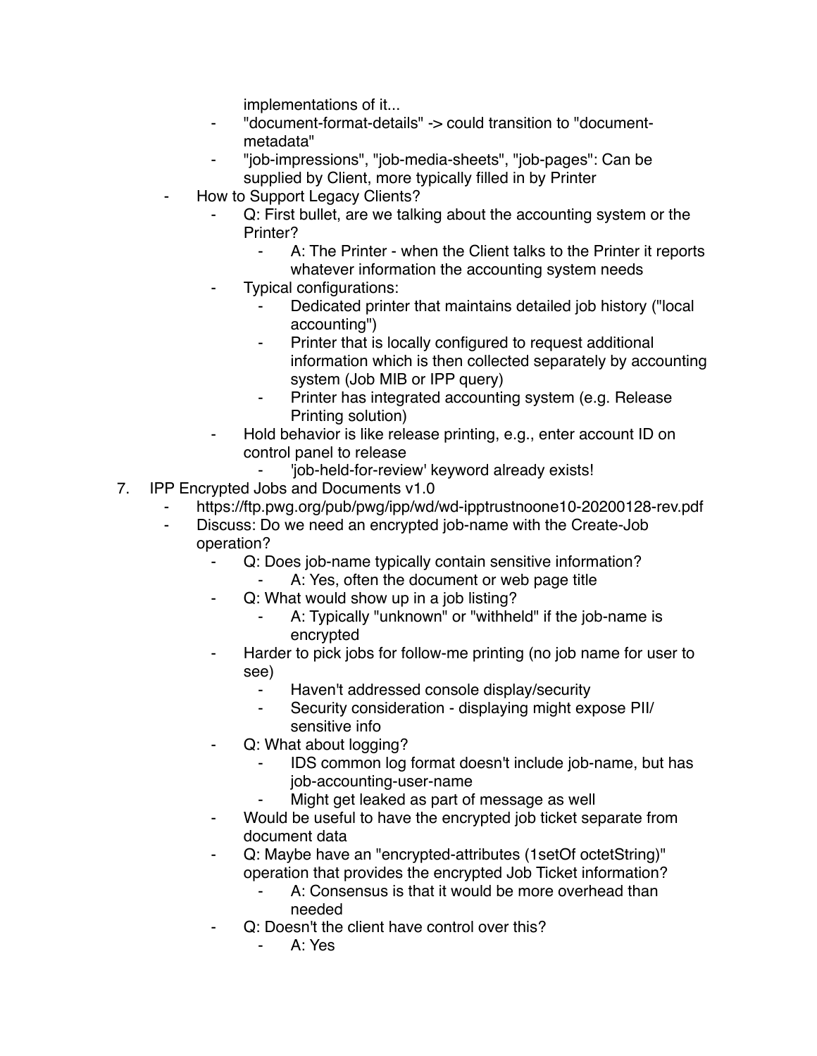implementations of it...
    - "document-format-details" -> could transition to "document-metadata"
    - "job-impressions", "job-media-sheets", "job-pages": Can be supplied by Client, more typically filled in by Printer
  - How to Support Legacy Clients?
    - Q: First bullet, are we talking about the accounting system or the Printer?
      - A: The Printer - when the Client talks to the Printer it reports whatever information the accounting system needs
    - Typical configurations:
      - Dedicated printer that maintains detailed job history ("local accounting")
      - Printer that is locally configured to request additional information which is then collected separately by accounting system (Job MIB or IPP query)
      - Printer has integrated accounting system (e.g. Release Printing solution)
    - Hold behavior is like release printing, e.g., enter account ID on control panel to release
      - 'job-held-for-review' keyword already exists!

7. IPP Encrypted Jobs and Documents v1.0
  - https://ftp.pwg.org/pub/pwg/ipp/wd/wd-ipptrustnoone10-20200128-rev.pdf
  - Discuss: Do we need an encrypted job-name with the Create-Job operation?
    - Q: Does job-name typically contain sensitive information?
      - A: Yes, often the document or web page title
    - Q: What would show up in a job listing?
      - A: Typically "unknown" or "withheld" if the job-name is encrypted
    - Harder to pick jobs for follow-me printing (no job name for user to see)
      - Haven't addressed console display/security
      - Security consideration - displaying might expose PII/ sensitive info
    - Q: What about logging?
      - IDS common log format doesn't include job-name, but has job-accounting-user-name
      - Might get leaked as part of message as well
    - Would be useful to have the encrypted job ticket separate from document data
    - Q: Maybe have an "encrypted-attributes (1setOf octetString)" operation that provides the encrypted Job Ticket information?
      - A: Consensus is that it would be more overhead than needed
    - Q: Doesn't the client have control over this?
      - A: Yes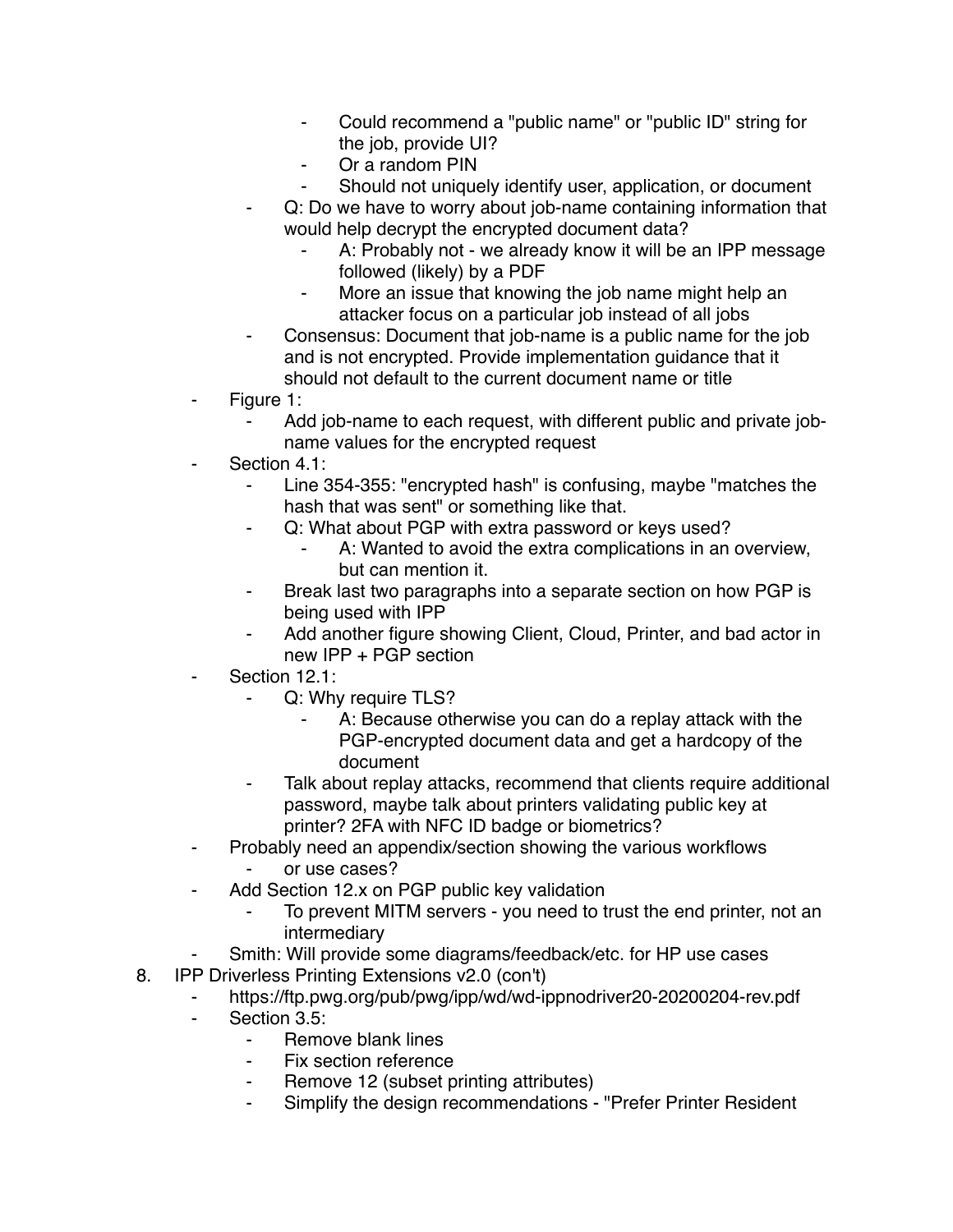- Could recommend a "public name" or "public ID" string for the job, provide UI?
            - Or a random PIN
            - Should not uniquely identify user, application, or document
        - Q: Do we have to worry about job-name containing information that would help decrypt the encrypted document data?
            - A: Probably not - we already know it will be an IPP message followed (likely) by a PDF
            - More an issue that knowing the job name might help an attacker focus on a particular job instead of all jobs
        - Consensus: Document that job-name is a public name for the job and is not encrypted. Provide implementation guidance that it should not default to the current document name or title
    - Figure 1:
        - Add job-name to each request, with different public and private job-name values for the encrypted request
    - Section 4.1:
        - Line 354-355: "encrypted hash" is confusing, maybe "matches the hash that was sent" or something like that.
        - Q: What about PGP with extra password or keys used?
            - A: Wanted to avoid the extra complications in an overview, but can mention it.
        - Break last two paragraphs into a separate section on how PGP is being used with IPP
        - Add another figure showing Client, Cloud, Printer, and bad actor in new IPP + PGP section
    - Section 12.1:
        - Q: Why require TLS?
            - A: Because otherwise you can do a replay attack with the PGP-encrypted document data and get a hardcopy of the document
        - Talk about replay attacks, recommend that clients require additional password, maybe talk about printers validating public key at printer? 2FA with NFC ID badge or biometrics?
    - Probably need an appendix/section showing the various workflows
        - or use cases?
    - Add Section 12.x on PGP public key validation
        - To prevent MITM servers - you need to trust the end printer, not an intermediary
    - Smith: Will provide some diagrams/feedback/etc. for HP use cases

8. IPP Driverless Printing Extensions v2.0 (con't)
    - https://ftp.pwg.org/pub/pwg/ipp/wd/wd-ippnodriver20-20200204-rev.pdf
    - Section 3.5:
        - Remove blank lines
        - Fix section reference
        - Remove 12 (subset printing attributes)
        - Simplify the design recommendations - "Prefer Printer Resident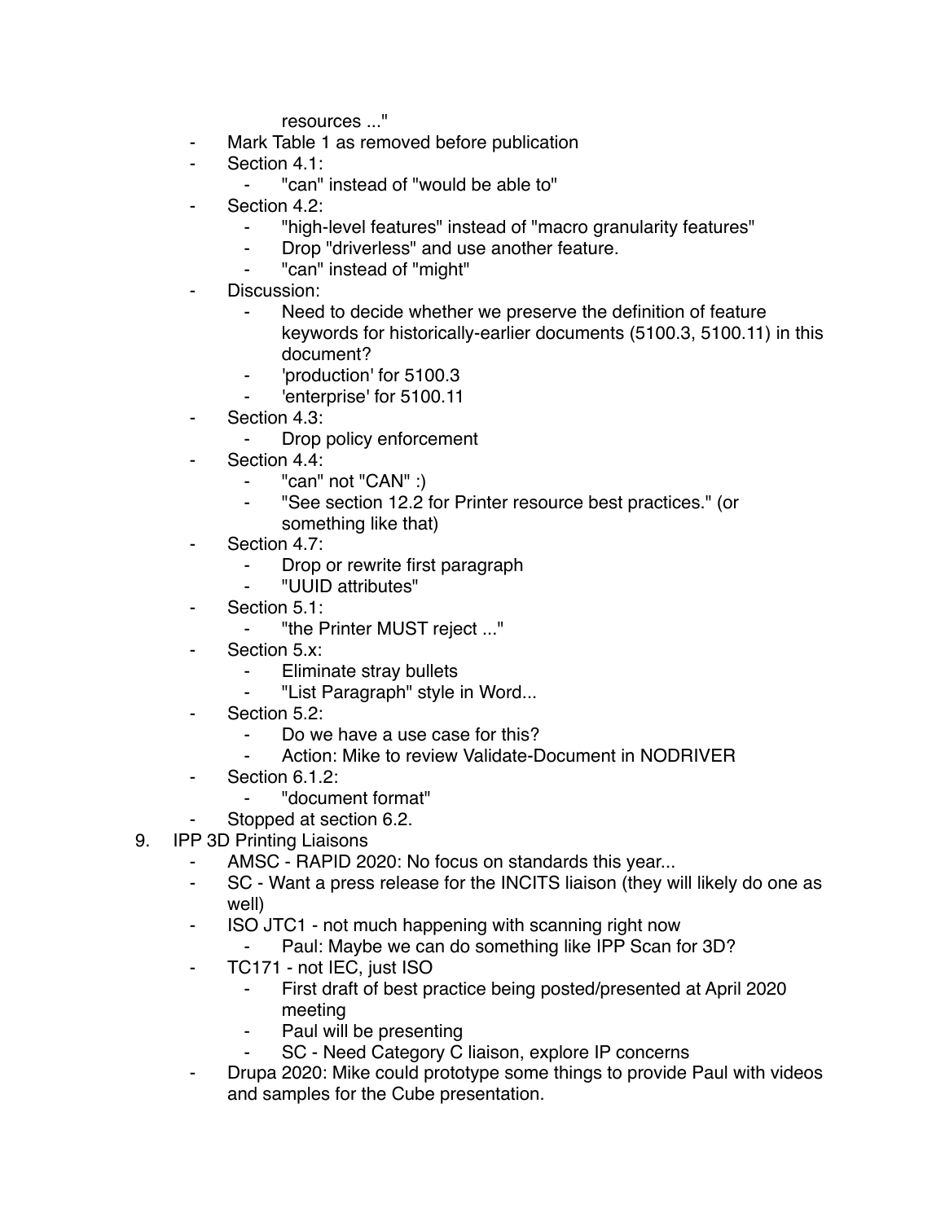resources ..."

- Mark Table 1 as removed before publication
- Section 4.1:
    - "can" instead of "would be able to"
- Section 4.2:
    - "high-level features" instead of "macro granularity features"
    - Drop "driverless" and use another feature.
    - "can" instead of "might"
- Discussion:
    - Need to decide whether we preserve the definition of feature keywords for historically-earlier documents (5100.3, 5100.11) in this document?
    - 'production' for 5100.3
    - 'enterprise' for 5100.11
- Section 4.3:
    - Drop policy enforcement
- Section 4.4:
    - "can" not "CAN" :)
    - "See section 12.2 for Printer resource best practices." (or something like that)
- Section 4.7:
    - Drop or rewrite first paragraph
    - "UUID attributes"
- Section 5.1:
    - "the Printer MUST reject ..."
- Section 5.x:
    - Eliminate stray bullets
    - "List Paragraph" style in Word...
- Section 5.2:
    - Do we have a use case for this?
    - Action: Mike to review Validate-Document in NODRIVER
- Section 6.1.2:
    - "document format"
- Stopped at section 6.2.

9. IPP 3D Printing Liaisons
    - AMSC - RAPID 2020: No focus on standards this year...
    - SC - Want a press release for the INCITS liaison (they will likely do one as well)
    - ISO JTC1 - not much happening with scanning right now
        - Paul: Maybe we can do something like IPP Scan for 3D?
    - TC171 - not IEC, just ISO
        - First draft of best practice being posted/presented at April 2020 meeting
        - Paul will be presenting
        - SC - Need Category C liaison, explore IP concerns
    - Drupa 2020: Mike could prototype some things to provide Paul with videos and samples for the Cube presentation.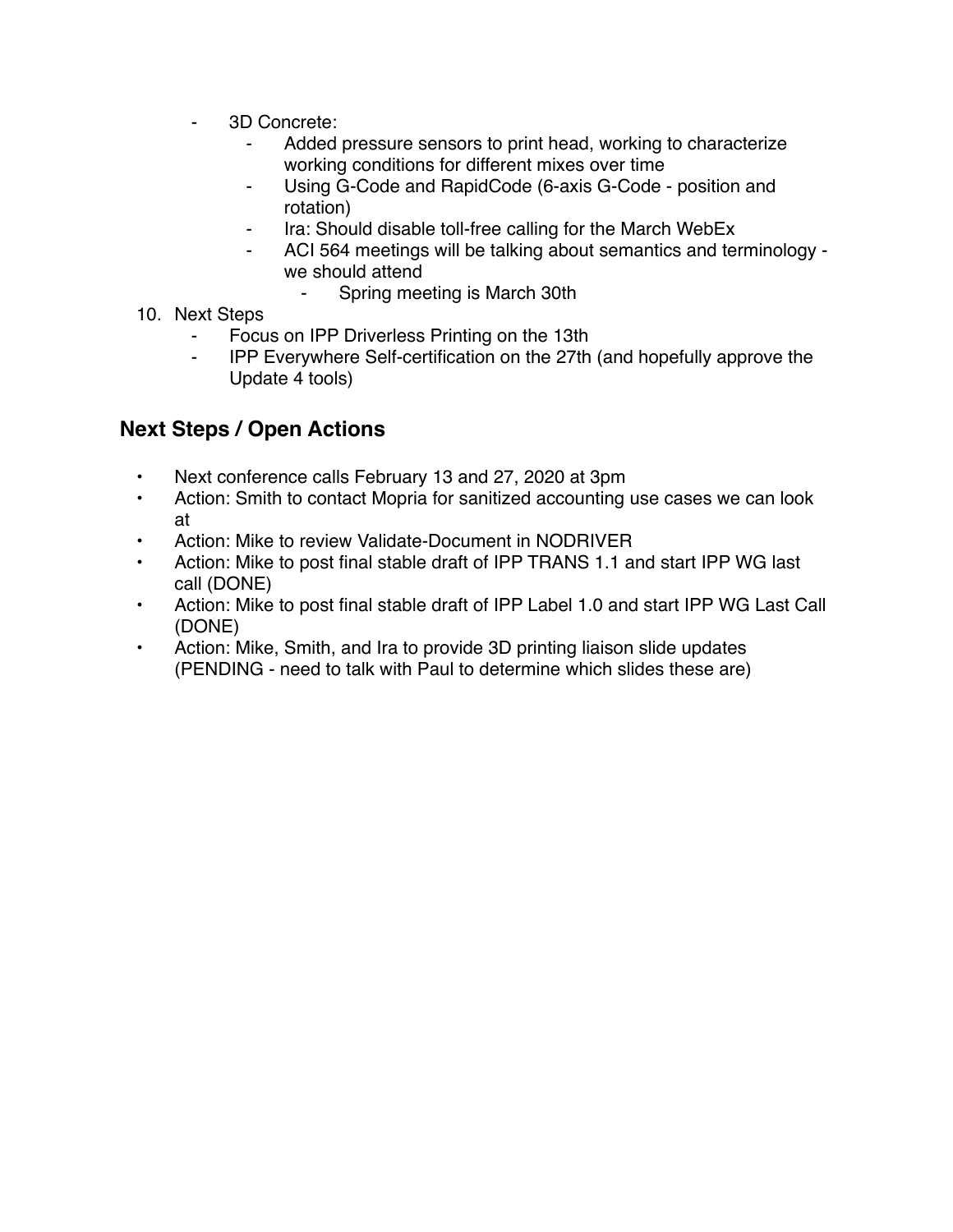- 3D Concrete:
    - Added pressure sensors to print head, working to characterize working conditions for different mixes over time
    - Using G-Code and RapidCode (6-axis G-Code - position and rotation)
    - Ira: Should disable toll-free calling for the March WebEx
    - ACI 564 meetings will be talking about semantics and terminology - we should attend
        - Spring meeting is March 30th

10. Next Steps
    - Focus on IPP Driverless Printing on the 13th
    - IPP Everywhere Self-certification on the 27th (and hopefully approve the Update 4 tools)

## Next Steps / Open Actions

- Next conference calls February 13 and 27, 2020 at 3pm
- Action: Smith to contact Mopria for sanitized accounting use cases we can look at
- Action: Mike to review Validate-Document in NODRIVER
- Action: Mike to post final stable draft of IPP TRANS 1.1 and start IPP WG last call (DONE)
- Action: Mike to post final stable draft of IPP Label 1.0 and start IPP WG Last Call (DONE)
- Action: Mike, Smith, and Ira to provide 3D printing liaison slide updates (PENDING - need to talk with Paul to determine which slides these are)